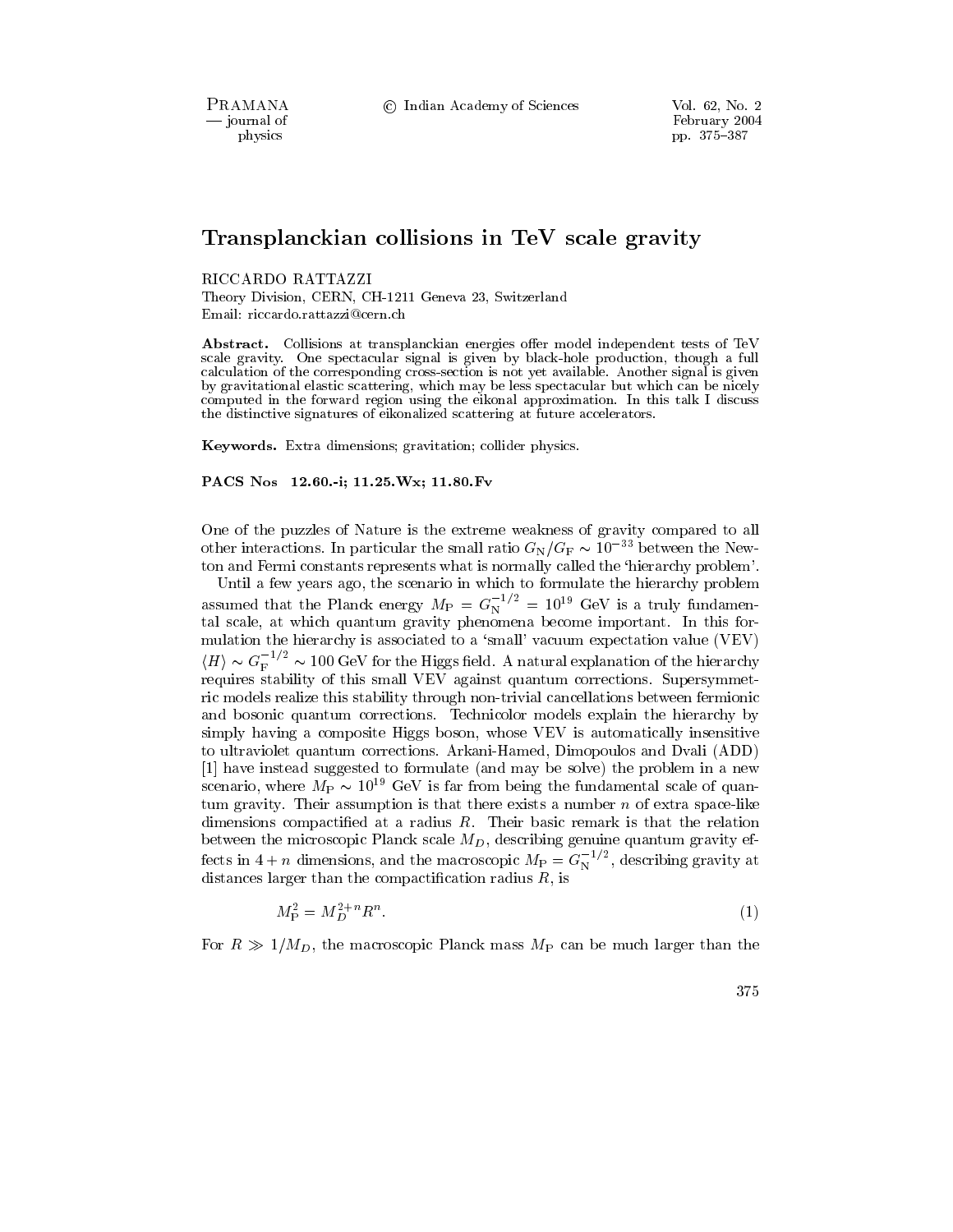# Transplanckian collisions in TeV scale gravity

RICCARDO RATTAZZI

Theory Division, CERN, CH-1211 Geneva 23, Switzerland

Email: riccardo.rattazzi@cern.ch

**Abstract.** Collisions at transplanckian energies offer model independent tests of TeV scale gravity. One spectacular signal is given by black-hole production, though a full calculation of the corresponding cross-section is not yet available. Another signal is given by gravitational elastic scattering, which may be less spectacular but which can be nicely computed in the forward region using the eikonal approximation. In this talk I discuss the distinctive signatures of eikonalized scattering at future accelerators.

**Keywords.** Extra dimensions; gravitation; collider physics.

**PACS Nos 12.60.-i; 11.25.Wx; 11.80.Fv**

One of the puzzles of Nature is the extreme weakness of gravity compared to all other interactions. In particular the small ratio $G_{\rm N}/G_{\rm F} \sim 10^{-33}$ between the Newton and Fermi constants represents what is normally called the 'hierarchy problem'.

Until a few years ago, the scenario in which to formulate the hierarchy problem assumed that the Planck energy $M_{\rm P} = G_{\rm N}^{-1/2} = 10^{19}$ GeV is a truly fundamental scale, at which quantum gravity phenomena become important. In this formulation the hierarchy is associated to a 'small' vacuum expectation value (VEV) $\langle H \rangle \sim G_{\rm F}^{-1/2} \sim 100$ GeV for the Higgs field. A natural explanation of the hierarchy requires stability of this small VEV against quantum corrections. Supersymmetric models realize this stability through non-trivial cancellations between fermionic and bosonic quantum corrections. Technicolor models explain the hierarchy by simply having a composite Higgs boson, whose VEV is automatically insensitive to ultraviolet quantum corrections. Arkani-Hamed, Dimopoulos and Dvali (ADD) [1] have instead suggested to formulate (and may be solve) the problem in a new scenario, where $M_{\rm P} \sim 10^{19}$ GeV is far from being the fundamental scale of quantum gravity. Their assumption is that there exists a number $n$ of extra space-like dimensions compactified at a radius $R$. Their basic remark is that the relation between the microscopic Planck scale $M_D$, describing genuine quantum gravity effects in $4+n$ dimensions, and the macroscopic $M_{\rm P} = G_{\rm N}^{-1/2}$, describing gravity at distances larger than the compactification radius $R$, is

$$M_{\rm P}^2 = M_D^{2+n} R^n. \tag{1}$$

For $R \gg 1/M_D$, the macroscopic Planck mass $M_{\rm P}$ can be much larger than the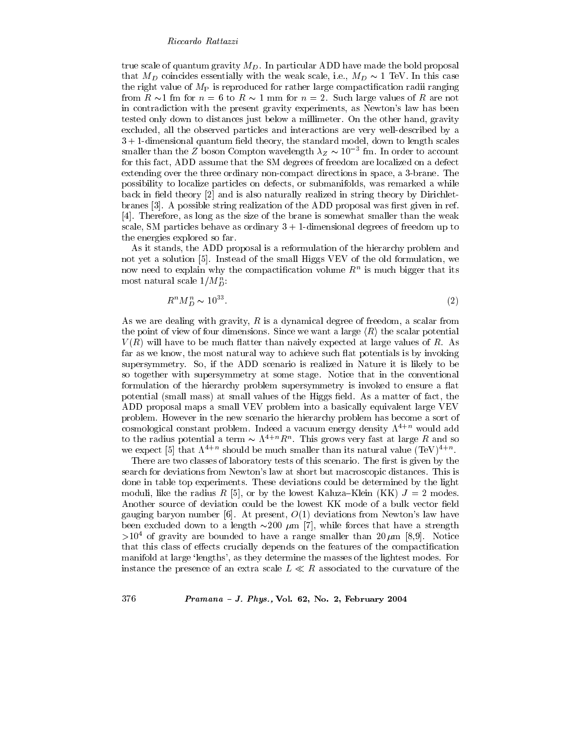true scale of quantum gravity $M_D$. In particular ADD have made the bold proposal that $M_D$ coincides essentially with the weak scale, i.e., $M_D \sim 1$ TeV. In this case the right value of $M_{\rm P}$ is reproduced for rather large compactification radii ranging from $R \sim$1 fm for $n = 6$ to $R \sim 1$ mm for $n = 2$. Such large values of $R$ are not in contradiction with the present gravity experiments, as Newton's law has been tested only down to distances just below a millimeter. On the other hand, gravity excluded, all the observed particles and interactions are very well-described by a $3+1$-dimensional quantum field theory, the standard model, down to length scales smaller than the $Z$ boson Compton wavelength $\lambda_Z \sim 10^{-3}$ fm. In order to account for this fact, ADD assume that the SM degrees of freedom are localized on a defect extending over the three ordinary non-compact directions in space, a 3-brane. The possibility to localize particles on defects, or submanifolds, was remarked a while back in field theory [2] and is also naturally realized in string theory by Dirichlet-branes [3]. A possible string realization of the ADD proposal was first given in ref. [4]. Therefore, as long as the size of the brane is somewhat smaller than the weak scale, SM particles behave as ordinary $3+1$-dimensional degrees of freedom up to the energies explored so far.

As it stands, the ADD proposal is a reformulation of the hierarchy problem and not yet a solution [5]. Instead of the small Higgs VEV of the old formulation, we now need to explain why the compactification volume $R^n$ is much bigger that its most natural scale $1/M_D^n$:

$$R^n M_D^n \sim 10^{33}. \tag{2}$$

As we are dealing with gravity, $R$ is a dynamical degree of freedom, a scalar from the point of view of four dimensions. Since we want a large $\langle R \rangle$ the scalar potential $V(R)$ will have to be much flatter than naively expected at large values of $R$. As far as we know, the most natural way to achieve such flat potentials is by invoking supersymmetry. So, if the ADD scenario is realized in Nature it is likely to be so together with supersymmetry at some stage. Notice that in the conventional formulation of the hierarchy problem supersymmetry is invoked to ensure a flat potential (small mass) at small values of the Higgs field. As a matter of fact, the ADD proposal maps a small VEV problem into a basically equivalent large VEV problem. However in the new scenario the hierarchy problem has become a sort of cosmological constant problem. Indeed a vacuum energy density $\Lambda^{4+n}$ would add to the radius potential a term $\sim \Lambda^{4+n} R^n$. This grows very fast at large $R$ and so we expect [5] that $\Lambda^{4+n}$ should be much smaller than its natural value $(\text{TeV})^{4+n}$.

There are two classes of laboratory tests of this scenario. The first is given by the search for deviations from Newton's law at short but macroscopic distances. This is done in table top experiments. These deviations could be determined by the light moduli, like the radius $R$ [5], or by the lowest Kaluza–Klein (KK) $J = 2$ modes. Another source of deviation could be the lowest KK mode of a bulk vector field gauging baryon number [6]. At present, $O(1)$ deviations from Newton's law have been excluded down to a length $\sim$200 $\mu$m [7], while forces that have a strength $>10^4$ of gravity are bounded to have a range smaller than 20 $\mu$m [8,9]. Notice that this class of effects crucially depends on the features of the compactification manifold at large 'lengths', as they determine the masses of the lightest modes. For instance the presence of an extra scale $L \ll R$ associated to the curvature of the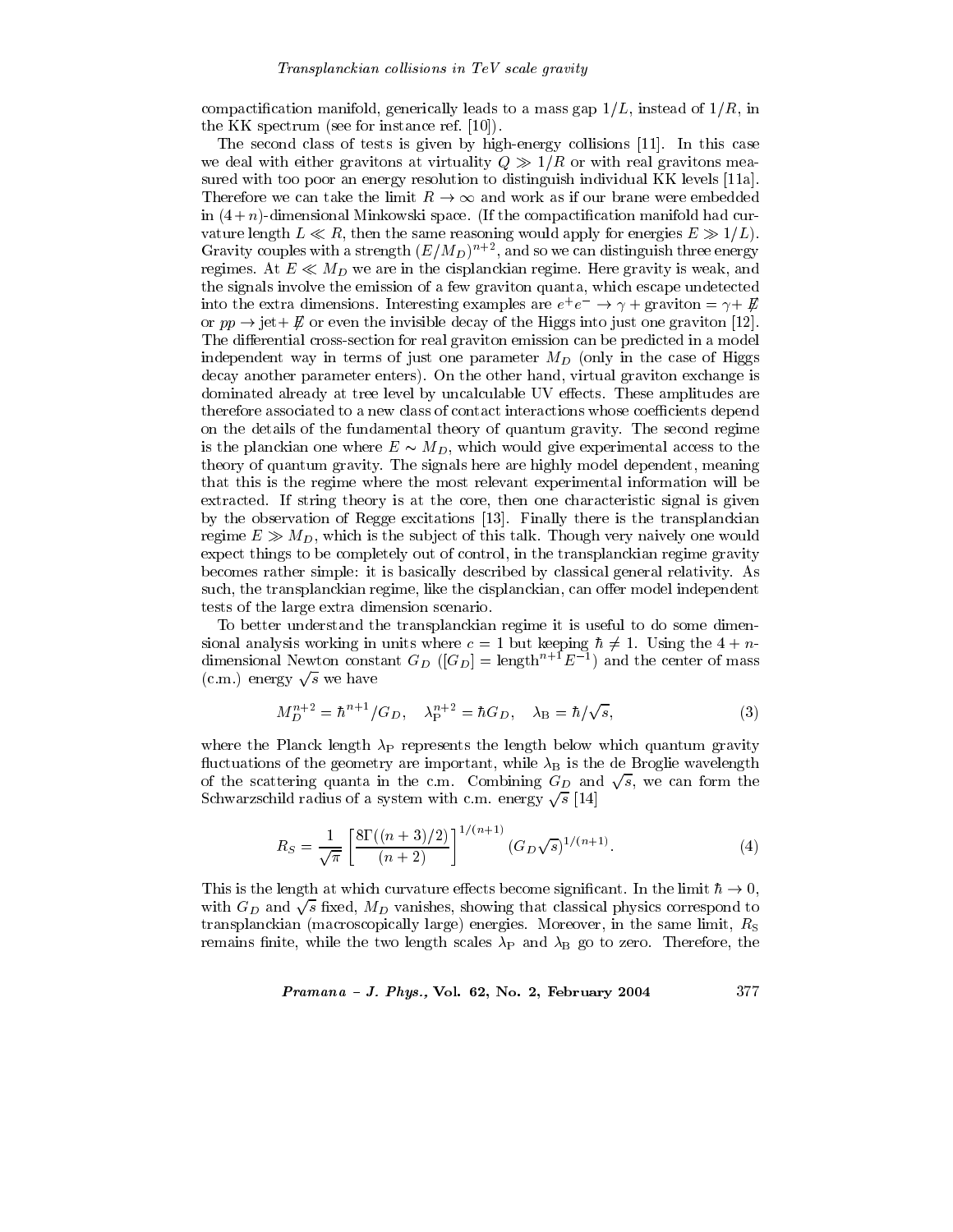compactification manifold, generically leads to a mass gap $1/L$, instead of $1/R$, in the KK spectrum (see for instance ref. [10]).

The second class of tests is given by high-energy collisions [11]. In this case we deal with either gravitons at virtuality $Q \gg 1/R$ or with real gravitons measured with too poor an energy resolution to distinguish individual KK levels [11a]. Therefore we can take the limit $R \to \infty$ and work as if our brane were embedded in $(4+n)$-dimensional Minkowski space. (If the compactification manifold had curvature length $L \ll R$, then the same reasoning would apply for energies $E \gg 1/L$). Gravity couples with a strength $(E/M_D)^{n+2}$, and so we can distinguish three energy regimes. At $E \ll M_D$ we are in the cisplanckian regime. Here gravity is weak, and the signals involve the emission of a few graviton quanta, which escape undetected into the extra dimensions. Interesting examples are $e^+e^- \to \gamma + \text{graviton} = \gamma + \not{E}$ or $pp \to \text{jet} + \not{E}$ or even the invisible decay of the Higgs into just one graviton [12]. The differential cross-section for real graviton emission can be predicted in a model independent way in terms of just one parameter $M_D$ (only in the case of Higgs decay another parameter enters). On the other hand, virtual graviton exchange is dominated already at tree level by uncalculable UV effects. These amplitudes are therefore associated to a new class of contact interactions whose coefficients depend on the details of the fundamental theory of quantum gravity. The second regime is the planckian one where $E \sim M_D$, which would give experimental access to the theory of quantum gravity. The signals here are highly model dependent, meaning that this is the regime where the most relevant experimental information will be extracted. If string theory is at the core, then one characteristic signal is given by the observation of Regge excitations [13]. Finally there is the transplanckian regime $E \gg M_D$, which is the subject of this talk. Though very naively one would expect things to be completely out of control, in the transplanckian regime gravity becomes rather simple: it is basically described by classical general relativity. As such, the transplanckian regime, like the cisplanckian, can offer model independent tests of the large extra dimension scenario.

To better understand the transplanckian regime it is useful to do some dimensional analysis working in units where $c = 1$ but keeping $\hbar \neq 1$. Using the $4+n$-dimensional Newton constant $G_D$ ($[G_D] = \text{length}^{n+1} E^{-1}$) and the center of mass (c.m.) energy $\sqrt{s}$ we have

$$M_D^{n+2} = \hbar^{n+1}/G_D, \quad \lambda_{\mathrm{P}}^{n+2} = \hbar G_D, \quad \lambda_{\mathrm{B}} = \hbar/\sqrt{s}, \tag{3}$$

where the Planck length $\lambda_{\mathrm{P}}$ represents the length below which quantum gravity fluctuations of the geometry are important, while $\lambda_{\mathrm{B}}$ is the de Broglie wavelength of the scattering quanta in the c.m. Combining $G_D$ and $\sqrt{s}$, we can form the Schwarzschild radius of a system with c.m. energy $\sqrt{s}$ [14]

$$R_S = \frac{1}{\sqrt{\pi}} \left[ \frac{8\Gamma((n+3)/2)}{(n+2)} \right]^{1/(n+1)} (G_D \sqrt{s})^{1/(n+1)}. \tag{4}$$

This is the length at which curvature effects become significant. In the limit $\hbar \to 0$, with $G_D$ and $\sqrt{s}$ fixed, $M_D$ vanishes, showing that classical physics correspond to transplanckian (macroscopically large) energies. Moreover, in the same limit, $R_{\mathrm{S}}$ remains finite, while the two length scales $\lambda_{\mathrm{P}}$ and $\lambda_{\mathrm{B}}$ go to zero. Therefore, the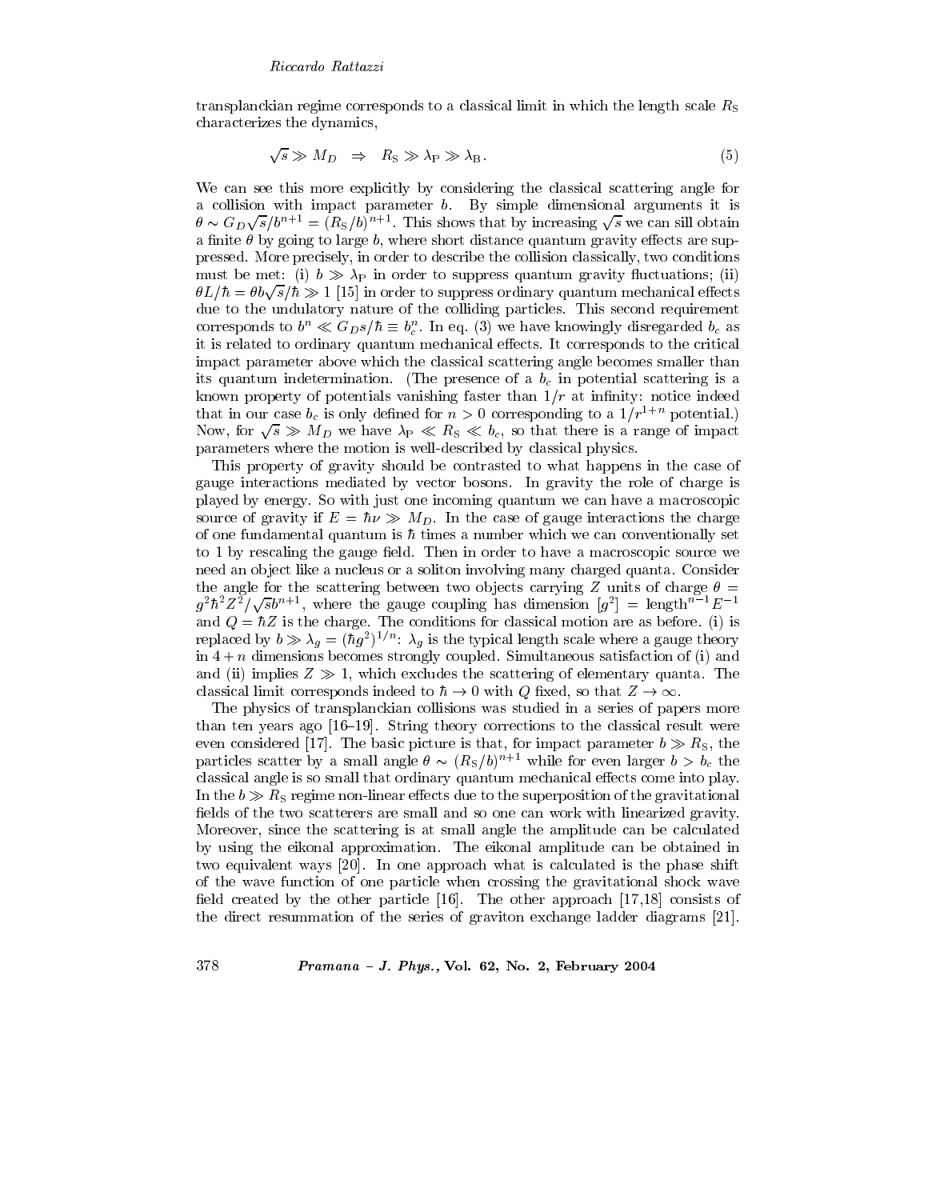transplanckian regime corresponds to a classical limit in which the length scale $R_{\rm S}$ characterizes the dynamics,

$$\sqrt{s} \gg M_D \quad \Rightarrow \quad R_{\rm S} \gg \lambda_{\rm P} \gg \lambda_{\rm B} . \tag{5}$$

We can see this more explicitly by considering the classical scattering angle for a collision with impact parameter $b$. By simple dimensional arguments it is $\theta \sim G_D \sqrt{s}/b^{n+1} = (R_{\rm S}/b)^{n+1}$. This shows that by increasing $\sqrt{s}$ we can sill obtain a finite $\theta$ by going to large $b$, where short distance quantum gravity effects are suppressed. More precisely, in order to describe the collision classically, two conditions must be met: (i) $b \gg \lambda_{\rm P}$ in order to suppress quantum gravity fluctuations; (ii) $\theta L/\hbar = \theta b\sqrt{s}/\hbar \gg 1$ [15] in order to suppress ordinary quantum mechanical effects due to the undulatory nature of the colliding particles. This second requirement corresponds to $b^n \ll G_D s/\hbar \equiv b_c^n$. In eq. (3) we have knowingly disregarded $b_c$ as it is related to ordinary quantum mechanical effects. It corresponds to the critical impact parameter above which the classical scattering angle becomes smaller than its quantum indetermination. (The presence of a $b_c$ in potential scattering is a known property of potentials vanishing faster than $1/r$ at infinity: notice indeed that in our case $b_c$ is only defined for $n > 0$ corresponding to a $1/r^{1+n}$ potential.) Now, for $\sqrt{s} \gg M_D$ we have $\lambda_{\rm P} \ll R_{\rm S} \ll b_c$, so that there is a range of impact parameters where the motion is well-described by classical physics.

This property of gravity should be contrasted to what happens in the case of gauge interactions mediated by vector bosons. In gravity the role of charge is played by energy. So with just one incoming quantum we can have a macroscopic source of gravity if $E = \hbar\nu \gg M_D$. In the case of gauge interactions the charge of one fundamental quantum is $\hbar$ times a number which we can conventionally set to 1 by rescaling the gauge field. Then in order to have a macroscopic source we need an object like a nucleus or a soliton involving many charged quanta. Consider the angle for the scattering between two objects carrying $Z$ units of charge $\theta = g^2\hbar^2 Z^2/\sqrt{s} b^{n+1}$, where the gauge coupling has dimension $[g^2] = \text{length}^{n-1} E^{-1}$ and $Q = \hbar Z$ is the charge. The conditions for classical motion are as before. (i) is replaced by $b \gg \lambda_g = (\hbar g^2)^{1/n}$: $\lambda_g$ is the typical length scale where a gauge theory in $4+n$ dimensions becomes strongly coupled. Simultaneous satisfaction of (i) and and (ii) implies $Z \gg 1$, which excludes the scattering of elementary quanta. The classical limit corresponds indeed to $\hbar \to 0$ with $Q$ fixed, so that $Z \to \infty$.

The physics of transplanckian collisions was studied in a series of papers more than ten years ago [16–19]. String theory corrections to the classical result were even considered [17]. The basic picture is that, for impact parameter $b \gg R_{\rm S}$, the particles scatter by a small angle $\theta \sim (R_{\rm S}/b)^{n+1}$ while for even larger $b > b_c$ the classical angle is so small that ordinary quantum mechanical effects come into play. In the $b \gg R_{\rm S}$ regime non-linear effects due to the superposition of the gravitational fields of the two scatterers are small and so one can work with linearized gravity. Moreover, since the scattering is at small angle the amplitude can be calculated by using the eikonal approximation. The eikonal amplitude can be obtained in two equivalent ways [20]. In one approach what is calculated is the phase shift of the wave function of one particle when crossing the gravitational shock wave field created by the other particle [16]. The other approach [17,18] consists of the direct resummation of the series of graviton exchange ladder diagrams [21].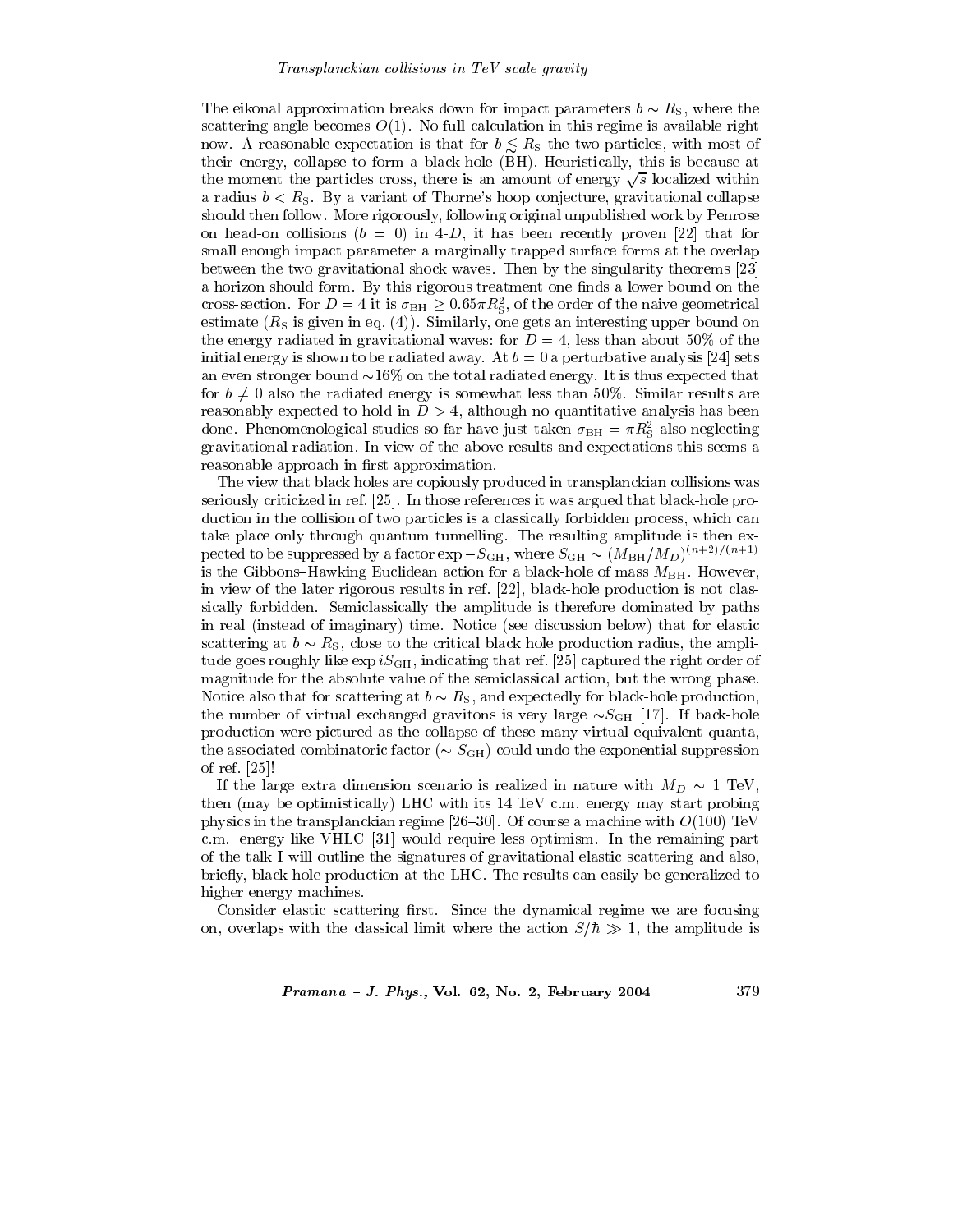The eikonal approximation breaks down for impact parameters $b \sim R_S$, where the scattering angle becomes $O(1)$. No full calculation in this regime is available right now. A reasonable expectation is that for $b \lesssim R_S$ the two particles, with most of their energy, collapse to form a black-hole (BH). Heuristically, this is because at the moment the particles cross, there is an amount of energy $\sqrt{s}$ localized within a radius $b < R_S$. By a variant of Thorne's hoop conjecture, gravitational collapse should then follow. More rigorously, following original unpublished work by Penrose on head-on collisions ($b = 0$) in 4-$D$, it has been recently proven [22] that for small enough impact parameter a marginally trapped surface forms at the overlap between the two gravitational shock waves. Then by the singularity theorems [23] a horizon should form. By this rigorous treatment one finds a lower bound on the cross-section. For $D = 4$ it is $\sigma_{\rm BH} \geq 0.65\pi R_S^2$, of the order of the naive geometrical estimate ($R_S$ is given in eq. (4)). Similarly, one gets an interesting upper bound on the energy radiated in gravitational waves: for $D = 4$, less than about 50% of the initial energy is shown to be radiated away. At $b = 0$ a perturbative analysis [24] sets an even stronger bound $\sim$16% on the total radiated energy. It is thus expected that for $b \neq 0$ also the radiated energy is somewhat less than 50%. Similar results are reasonably expected to hold in $D > 4$, although no quantitative analysis has been done. Phenomenological studies so far have just taken $\sigma_{\rm BH} = \pi R_S^2$ also neglecting gravitational radiation. In view of the above results and expectations this seems a reasonable approach in first approximation.

The view that black holes are copiously produced in transplanckian collisions was seriously criticized in ref. [25]. In those references it was argued that black-hole production in the collision of two particles is a classically forbidden process, which can take place only through quantum tunnelling. The resulting amplitude is then expected to be suppressed by a factor $\exp -S_{\rm GH}$, where $S_{\rm GH} \sim (M_{\rm BH}/M_D)^{(n+2)/(n+1)}$ is the Gibbons–Hawking Euclidean action for a black-hole of mass $M_{\rm BH}$. However, in view of the later rigorous results in ref. [22], black-hole production is not classically forbidden. Semiclassically the amplitude is therefore dominated by paths in real (instead of imaginary) time. Notice (see discussion below) that for elastic scattering at $b \sim R_S$, close to the critical black hole production radius, the amplitude goes roughly like $\exp iS_{\rm GH}$, indicating that ref. [25] captured the right order of magnitude for the absolute value of the semiclassical action, but the wrong phase. Notice also that for scattering at $b \sim R_S$, and expectedly for black-hole production, the number of virtual exchanged gravitons is very large $\sim S_{\rm GH}$ [17]. If back-hole production were pictured as the collapse of these many virtual equivalent quanta, the associated combinatoric factor ($\sim S_{\rm GH}$) could undo the exponential suppression of ref. [25]!

If the large extra dimension scenario is realized in nature with $M_D \sim 1$ TeV, then (may be optimistically) LHC with its 14 TeV c.m. energy may start probing physics in the transplanckian regime [26–30]. Of course a machine with $O(100)$ TeV c.m. energy like VHLC [31] would require less optimism. In the remaining part of the talk I will outline the signatures of gravitational elastic scattering and also, briefly, black-hole production at the LHC. The results can easily be generalized to higher energy machines.

Consider elastic scattering first. Since the dynamical regime we are focusing on, overlaps with the classical limit where the action $S/\hbar \gg 1$, the amplitude is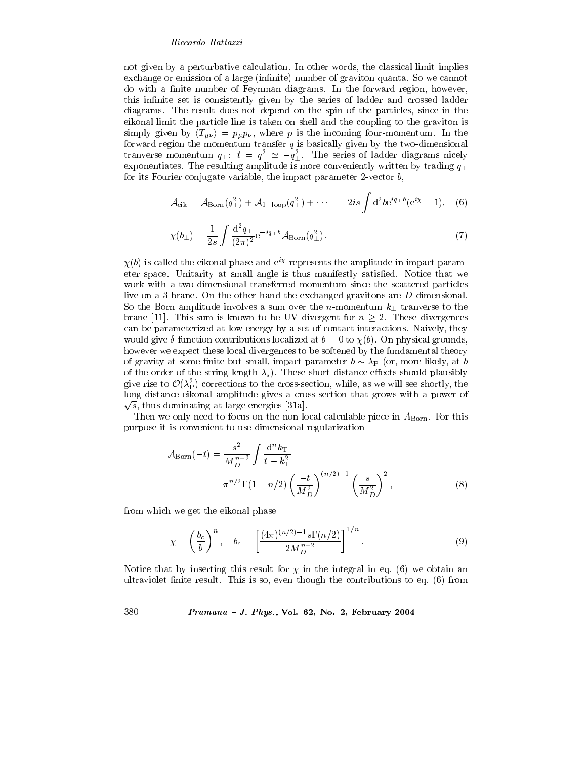not given by a perturbative calculation. In other words, the classical limit implies exchange or emission of a large (infinite) number of graviton quanta. So we cannot do with a finite number of Feynman diagrams. In the forward region, however, this infinite set is consistently given by the series of ladder and crossed ladder diagrams. The result does not depend on the spin of the particles, since in the eikonal limit the particle line is taken on shell and the coupling to the graviton is simply given by $\langle T_{\mu\nu}\rangle = p_\mu p_\nu$, where $p$ is the incoming four-momentum. In the forward region the momentum transfer $q$ is basically given by the two-dimensional tranverse momentum $q_\perp$: $t = q^2 \simeq -q_\perp^2$. The series of ladder diagrams nicely exponentiates. The resulting amplitude is more conveniently written by trading $q_\perp$ for its Fourier conjugate variable, the impact parameter 2-vector $b$,

$$\mathcal{A}_{\rm eik} = \mathcal{A}_{\rm Born}(q_\perp^2) + \mathcal{A}_{\rm 1-loop}(q_\perp^2) + \cdots = -2is\int {\rm d}^2 b {\rm e}^{iq_\perp b}({\rm e}^{i\chi} - 1), \quad (6)$$

$$\chi(b_\perp) = \frac{1}{2s}\int \frac{{\rm d}^2 q_\perp}{(2\pi)^2}{\rm e}^{-iq_\perp b}\mathcal{A}_{\rm Born}(q_\perp^2). \quad (7)$$

$\chi(b)$ is called the eikonal phase and ${\rm e}^{i\chi}$ represents the amplitude in impact parameter space. Unitarity at small angle is thus manifestly satisfied. Notice that we work with a two-dimensional transferred momentum since the scattered particles live on a 3-brane. On the other hand the exchanged gravitons are $D$-dimensional. So the Born amplitude involves a sum over the $n$-momentum $k_\perp$ tranverse to the brane [11]. This sum is known to be UV divergent for $n \geq 2$. These divergences can be parameterized at low energy by a set of contact interactions. Naively, they would give $\delta$-function contributions localized at $b = 0$ to $\chi(b)$. On physical grounds, however we expect these local divergences to be softened by the fundamental theory of gravity at some finite but small, impact parameter $b \sim \lambda_{\rm P}$ (or, more likely, at $b$ of the order of the string length $\lambda_{\rm s}$). These short-distance effects should plausibly give rise to $\mathcal{O}(\lambda_{\rm P}^2)$ corrections to the cross-section, while, as we will see shortly, the long-distance eikonal amplitude gives a cross-section that grows with a power of $\sqrt{s}$, thus dominating at large energies [31a].

Then we only need to focus on the non-local calculable piece in $A_{\rm Born}$. For this purpose it is convenient to use dimensional regularization

$$\begin{aligned}\mathcal{A}_{\rm Born}(-t) &= \frac{s^2}{M_D^{n+2}}\int\frac{{\rm d}^n k_{\rm T}}{t - k_{\rm T}^2} \\ &= \pi^{n/2}\Gamma(1-n/2)\left(\frac{-t}{M_D^2}\right)^{(n/2)-1}\left(\frac{s}{M_D^2}\right)^2,\end{aligned} \quad (8)$$

from which we get the eikonal phase

$$\chi = \left(\frac{b_c}{b}\right)^n, \quad b_c \equiv \left[\frac{(4\pi)^{(n/2)-1}s\Gamma(n/2)}{2M_D^{n+2}}\right]^{1/n}. \quad (9)$$

Notice that by inserting this result for $\chi$ in the integral in eq. (6) we obtain an ultraviolet finite result. This is so, even though the contributions to eq. (6) from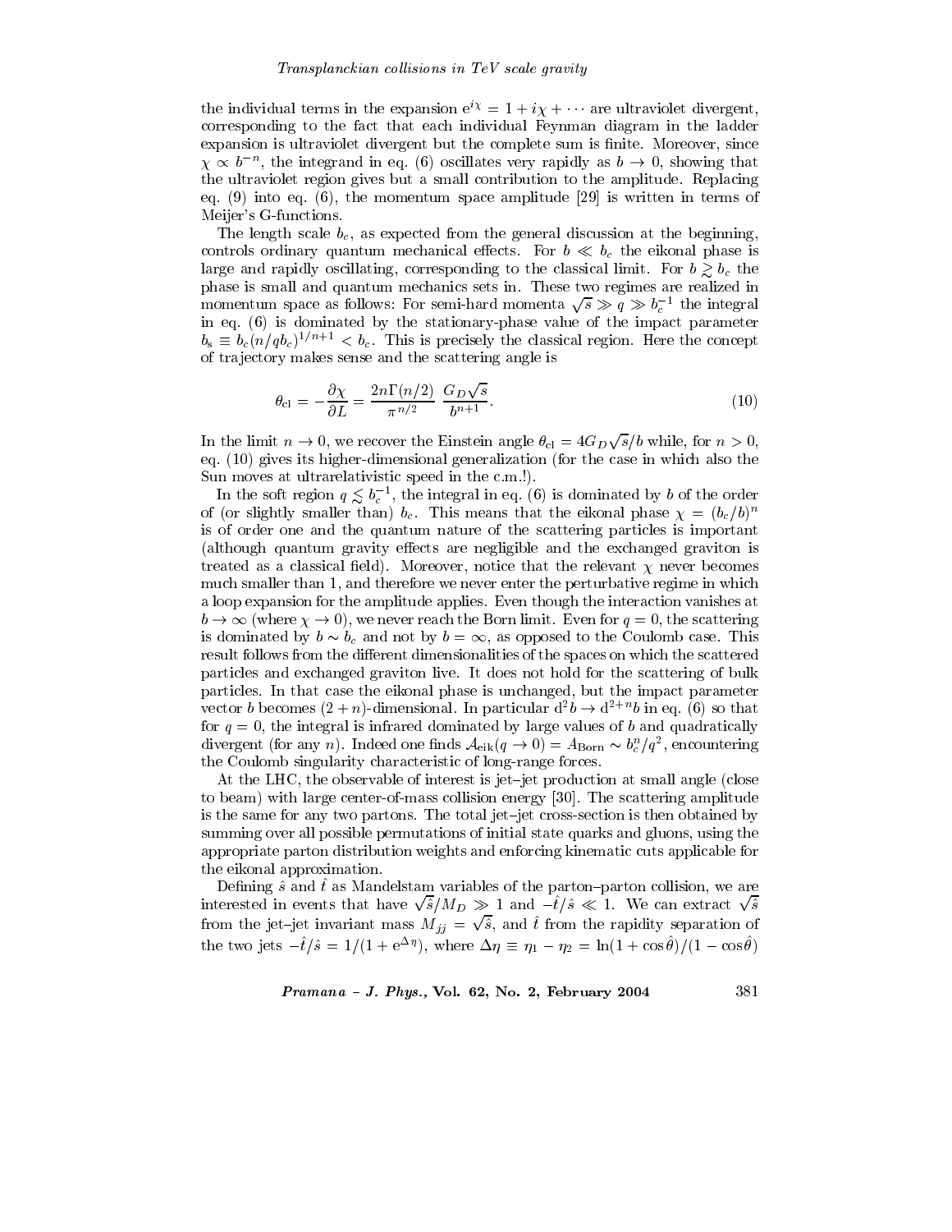the individual terms in the expansion $e^{i\chi} = 1 + i\chi + \cdots$ are ultraviolet divergent, corresponding to the fact that each individual Feynman diagram in the ladder expansion is ultraviolet divergent but the complete sum is finite. Moreover, since $\chi \propto b^{-n}$, the integrand in eq. (6) oscillates very rapidly as $b \to 0$, showing that the ultraviolet region gives but a small contribution to the amplitude. Replacing eq. (9) into eq. (6), the momentum space amplitude [29] is written in terms of Meijer's G-functions.

The length scale $b_c$, as expected from the general discussion at the beginning, controls ordinary quantum mechanical effects. For $b \ll b_c$ the eikonal phase is large and rapidly oscillating, corresponding to the classical limit. For $b \gtrsim b_c$ the phase is small and quantum mechanics sets in. These two regimes are realized in momentum space as follows: For semi-hard momenta $\sqrt{s} \gg q \gg b_c^{-1}$ the integral in eq. (6) is dominated by the stationary-phase value of the impact parameter $b_s \equiv b_c(n/qb_c)^{1/n+1} < b_c$. This is precisely the classical region. Here the concept of trajectory makes sense and the scattering angle is

$$\theta_{\rm cl} = -\frac{\partial \chi}{\partial L} = \frac{2n\Gamma(n/2)}{\pi^{n/2}} \, \frac{G_D\sqrt{s}}{b^{n+1}}. \tag{10}$$

In the limit $n \to 0$, we recover the Einstein angle $\theta_{\rm cl} = 4G_D\sqrt{s}/b$ while, for $n > 0$, eq. (10) gives its higher-dimensional generalization (for the case in which also the Sun moves at ultrarelativistic speed in the c.m.!).

In the soft region $q \lesssim b_c^{-1}$, the integral in eq. (6) is dominated by $b$ of the order of (or slightly smaller than) $b_c$. This means that the eikonal phase $\chi = (b_c/b)^n$ is of order one and the quantum nature of the scattering particles is important (although quantum gravity effects are negligible and the exchanged graviton is treated as a classical field). Moreover, notice that the relevant $\chi$ never becomes much smaller than 1, and therefore we never enter the perturbative regime in which a loop expansion for the amplitude applies. Even though the interaction vanishes at $b \to \infty$ (where $\chi \to 0$), we never reach the Born limit. Even for $q = 0$, the scattering is dominated by $b \sim b_c$ and not by $b = \infty$, as opposed to the Coulomb case. This result follows from the different dimensionalities of the spaces on which the scattered particles and exchanged graviton live. It does not hold for the scattering of bulk particles. In that case the eikonal phase is unchanged, but the impact parameter vector $b$ becomes $(2+n)$-dimensional. In particular $d^2b \to d^{2+n}b$ in eq. (6) so that for $q = 0$, the integral is infrared dominated by large values of $b$ and quadratically divergent (for any $n$). Indeed one finds $\mathcal{A}_{\rm eik}(q \to 0) = A_{\rm Born} \sim b_c^n/q^2$, encountering the Coulomb singularity characteristic of long-range forces.

At the LHC, the observable of interest is jet–jet production at small angle (close to beam) with large center-of-mass collision energy [30]. The scattering amplitude is the same for any two partons. The total jet–jet cross-section is then obtained by summing over all possible permutations of initial state quarks and gluons, using the appropriate parton distribution weights and enforcing kinematic cuts applicable for the eikonal approximation.

Defining $\hat{s}$ and $\hat{t}$ as Mandelstam variables of the parton–parton collision, we are interested in events that have $\sqrt{\hat{s}}/M_D \gg 1$ and $-\hat{t}/\hat{s} \ll 1$. We can extract $\sqrt{\hat{s}}$ from the jet–jet invariant mass $M_{jj} = \sqrt{\hat{s}}$, and $\hat{t}$ from the rapidity separation of the two jets $-\hat{t}/\hat{s} = 1/(1+e^{\Delta\eta})$, where $\Delta\eta \equiv \eta_1 - \eta_2 = \ln(1+\cos\hat{\theta})/(1-\cos\hat{\theta})$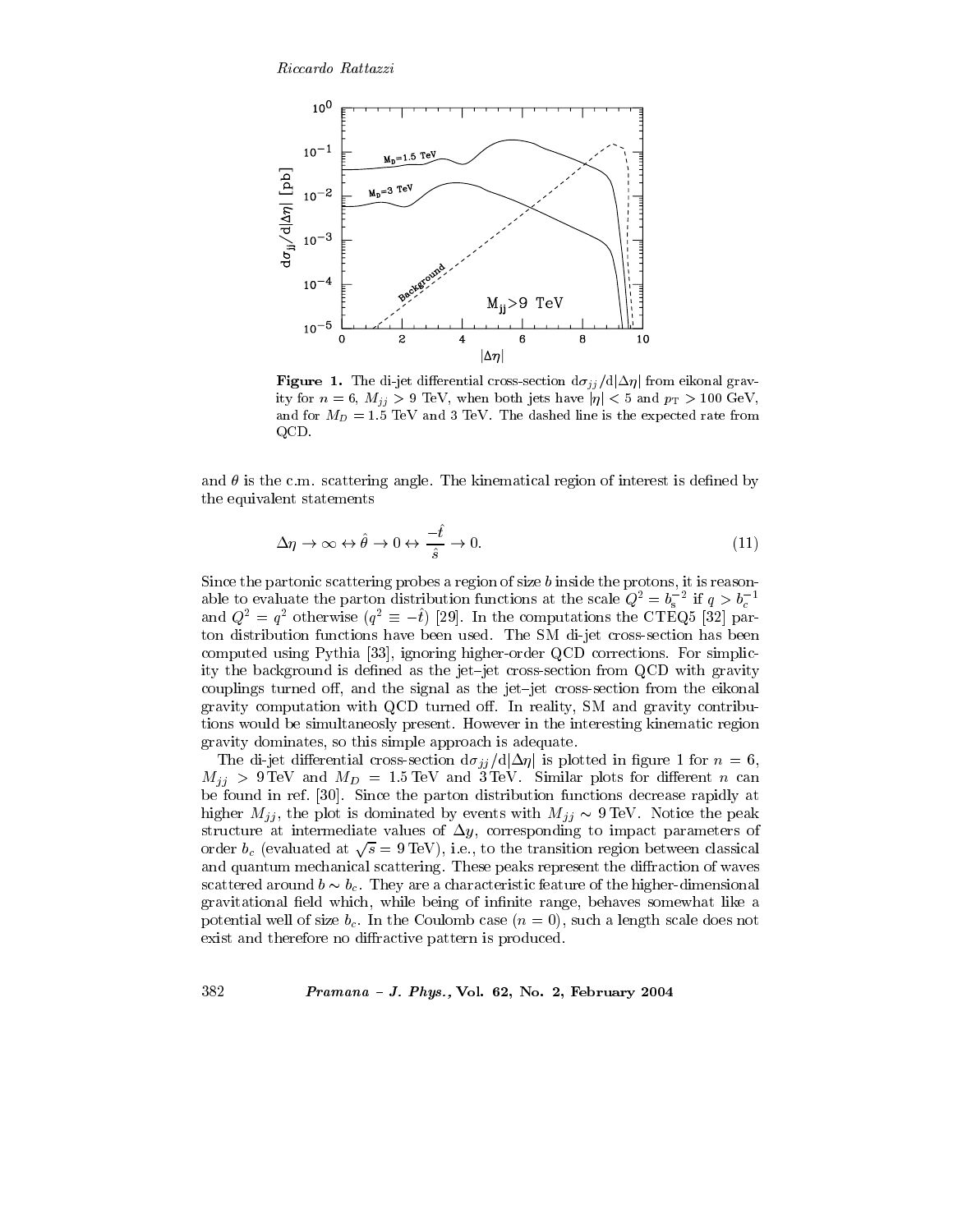**Figure 1.** The di-jet differential cross-section $\mathrm{d}\sigma_{jj}/\mathrm{d}|\Delta\eta|$ from eikonal gravity for $n = 6$, $M_{jj} > 9$ TeV, when both jets have $|\eta| < 5$ and $p_{\mathrm{T}} > 100$ GeV, and for $M_D = 1.5$ TeV and 3 TeV. The dashed line is the expected rate from QCD.

and $\theta$ is the c.m. scattering angle. The kinematical region of interest is defined by the equivalent statements

$$\Delta\eta \to \infty \leftrightarrow \hat{\theta} \to 0 \leftrightarrow \frac{-\hat{t}}{\hat{s}} \to 0. \tag{11}$$

Since the partonic scattering probes a region of size $b$ inside the protons, it is reasonable to evaluate the parton distribution functions at the scale $Q^2 = b_s^{-2}$ if $q > b_c^{-1}$ and $Q^2 = q^2$ otherwise ($q^2 \equiv -\hat{t}$) [29]. In the computations the CTEQ5 [32] parton distribution functions have been used. The SM di-jet cross-section has been computed using Pythia [33], ignoring higher-order QCD corrections. For simplicity the background is defined as the jet–jet cross-section from QCD with gravity couplings turned off, and the signal as the jet–jet cross-section from the eikonal gravity computation with QCD turned off. In reality, SM and gravity contributions would be simultaneosly present. However in the interesting kinematic region gravity dominates, so this simple approach is adequate.

The di-jet differential cross-section $\mathrm{d}\sigma_{jj}/\mathrm{d}|\Delta\eta|$ is plotted in figure 1 for $n = 6$, $M_{jj} > 9\,\mathrm{TeV}$ and $M_D = 1.5\,\mathrm{TeV}$ and $3\,\mathrm{TeV}$. Similar plots for different $n$ can be found in ref. [30]. Since the parton distribution functions decrease rapidly at higher $M_{jj}$, the plot is dominated by events with $M_{jj} \sim 9\,\mathrm{TeV}$. Notice the peak structure at intermediate values of $\Delta y$, corresponding to impact parameters of order $b_c$ (evaluated at $\sqrt{s} = 9\,\mathrm{TeV}$), i.e., to the transition region between classical and quantum mechanical scattering. These peaks represent the diffraction of waves scattered around $b \sim b_c$. They are a characteristic feature of the higher-dimensional gravitational field which, while being of infinite range, behaves somewhat like a potential well of size $b_c$. In the Coulomb case ($n = 0$), such a length scale does not exist and therefore no diffractive pattern is produced.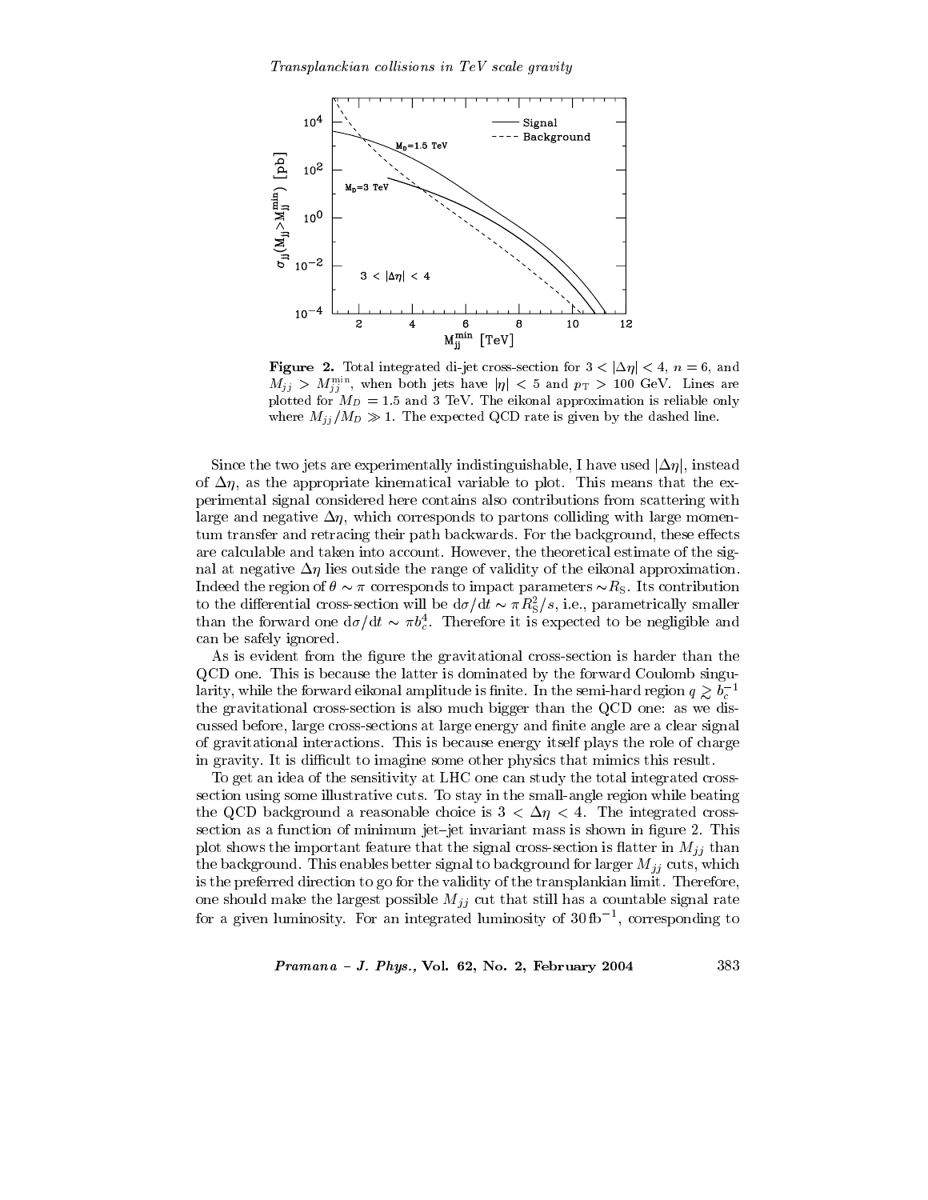**Figure 2.** Total integrated di-jet cross-section for $3 < |\Delta\eta| < 4$, $n = 6$, and $M_{jj} > M_{jj}^{\min}$, when both jets have $|\eta| < 5$ and $p_T > 100$ GeV. Lines are plotted for $M_D = 1.5$ and 3 TeV. The eikonal approximation is reliable only where $M_{jj}/M_D \gg 1$. The expected QCD rate is given by the dashed line.

Since the two jets are experimentally indistinguishable, I have used $|\Delta\eta|$, instead of $\Delta\eta$, as the appropriate kinematical variable to plot. This means that the experimental signal considered here contains also contributions from scattering with large and negative $\Delta\eta$, which corresponds to partons colliding with large momentum transfer and retracing their path backwards. For the background, these effects are calculable and taken into account. However, the theoretical estimate of the signal at negative $\Delta\eta$ lies outside the range of validity of the eikonal approximation. Indeed the region of $\theta \sim \pi$ corresponds to impact parameters $\sim R_S$. Its contribution to the differential cross-section will be $\mathrm{d}\sigma/\mathrm{d}t \sim \pi R_S^2/s$, i.e., parametrically smaller than the forward one $\mathrm{d}\sigma/\mathrm{d}t \sim \pi b_c^4$. Therefore it is expected to be negligible and can be safely ignored.

As is evident from the figure the gravitational cross-section is harder than the QCD one. This is because the latter is dominated by the forward Coulomb singularity, while the forward eikonal amplitude is finite. In the semi-hard region $q \gtrsim b_c^{-1}$ the gravitational cross-section is also much bigger than the QCD one: as we discussed before, large cross-sections at large energy and finite angle are a clear signal of gravitational interactions. This is because energy itself plays the role of charge in gravity. It is difficult to imagine some other physics that mimics this result.

To get an idea of the sensitivity at LHC one can study the total integrated cross-section using some illustrative cuts. To stay in the small-angle region while beating the QCD background a reasonable choice is $3 < \Delta\eta < 4$. The integrated cross-section as a function of minimum jet–jet invariant mass is shown in figure 2. This plot shows the important feature that the signal cross-section is flatter in $M_{jj}$ than the background. This enables better signal to background for larger $M_{jj}$ cuts, which is the preferred direction to go for the validity of the transplankian limit. Therefore, one should make the largest possible $M_{jj}$ cut that still has a countable signal rate for a given luminosity. For an integrated luminosity of $30\,\mathrm{fb}^{-1}$, corresponding to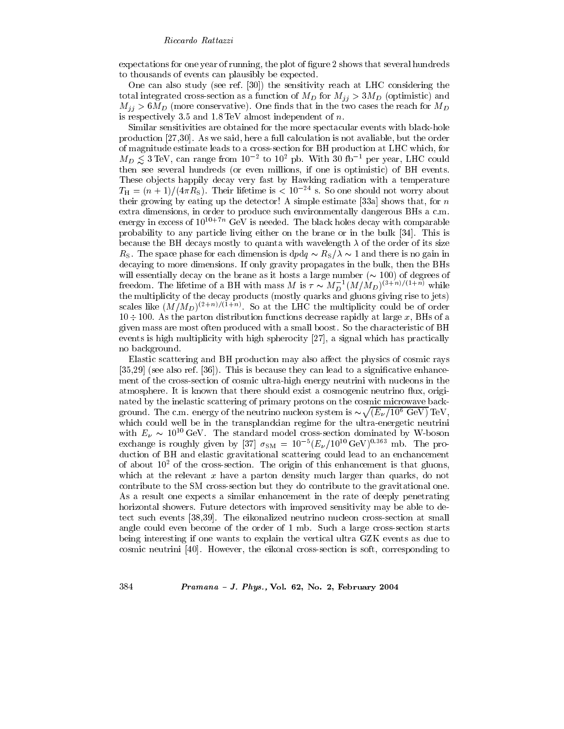expectations for one year of running, the plot of figure 2 shows that several hundreds to thousands of events can plausibly be expected.

One can also study (see ref. [30]) the sensitivity reach at LHC considering the total integrated cross-section as a function of $M_D$ for $M_{jj} > 3M_D$ (optimistic) and $M_{jj} > 6M_D$ (more conservative). One finds that in the two cases the reach for $M_D$ is respectively 3.5 and 1.8 TeV almost independent of $n$.

Similar sensitivities are obtained for the more spectacular events with black-hole production [27,30]. As we said, here a full calculation is not avaliable, but the order of magnitude estimate leads to a cross-section for BH production at LHC which, for $M_D \lesssim 3$ TeV, can range from $10^{-2}$ to $10^{2}$ pb. With 30 fb$^{-1}$ per year, LHC could then see several hundreds (or even millions, if one is optimistic) of BH events. These objects happily decay very fast by Hawking radiation with a temperature $T_{\rm H} = (n+1)/(4\pi R_{\rm S})$. Their lifetime is $< 10^{-24}$ s. So one should not worry about their growing by eating up the detector! A simple estimate [33a] shows that, for $n$ extra dimensions, in order to produce such environmentally dangerous BHs a c.m. energy in excess of $10^{10+7n}$ GeV is needed. The black holes decay with comparable probability to any particle living either on the brane or in the bulk [34]. This is because the BH decays mostly to quanta with wavelength $\lambda$ of the order of its size $R_{\rm S}$. The space phase for each dimension is ${\rm d}p{\rm d}q \sim R_{\rm S}/\lambda \sim 1$ and there is no gain in decaying to more dimensions. If only gravity propagates in the bulk, then the BHs will essentially decay on the brane as it hosts a large number ($\sim 100$) of degrees of freedom. The lifetime of a BH with mass $M$ is $\tau \sim M_D^{-1}(M/M_D)^{(3+n)/(1+n)}$ while the multiplicity of the decay products (mostly quarks and gluons giving rise to jets) scales like $(M/M_D)^{(2+n)/(1+n)}$. So at the LHC the multiplicity could be of order $10 \div 100$. As the parton distribution functions decrease rapidly at large $x$, BHs of a given mass are most often produced with a small boost. So the characteristic of BH events is high multiplicity with high spherocity [27], a signal which has practically no background.

Elastic scattering and BH production may also affect the physics of cosmic rays [35,29] (see also ref. [36]). This is because they can lead to a significative enhancement of the cross-section of cosmic ultra-high energy neutrini with nucleons in the atmosphere. It is known that there should exist a cosmogenic neutrino flux, originated by the inelastic scattering of primary protons on the cosmic microwave background. The c.m. energy of the neutrino nucleon system is $\sim\sqrt{(E_\nu/10^6\ \text{GeV})}$ TeV, which could well be in the transplanckian regime for the ultra-energetic neutrini with $E_\nu \sim 10^{10}$ GeV. The standard model cross-section dominated by W-boson exchange is roughly given by [37] $\sigma_{\rm SM} = 10^{-5}(E_\nu/10^{10}\,\text{GeV})^{0.363}$ mb. The production of BH and elastic gravitational scattering could lead to an enchancement of about $10^2$ of the cross-section. The origin of this enhancement is that gluons, which at the relevant $x$ have a parton density much larger than quarks, do not contribute to the SM cross-section but they do contribute to the gravitational one. As a result one expects a similar enhancement in the rate of deeply penetrating horizontal showers. Future detectors with improved sensitivity may be able to detect such events [38,39]. The eikonalized neutrino nucleon cross-section at small angle could even become of the order of 1 mb. Such a large cross-section starts being interesting if one wants to explain the vertical ultra GZK events as due to cosmic neutrini [40]. However, the eikonal cross-section is soft, corresponding to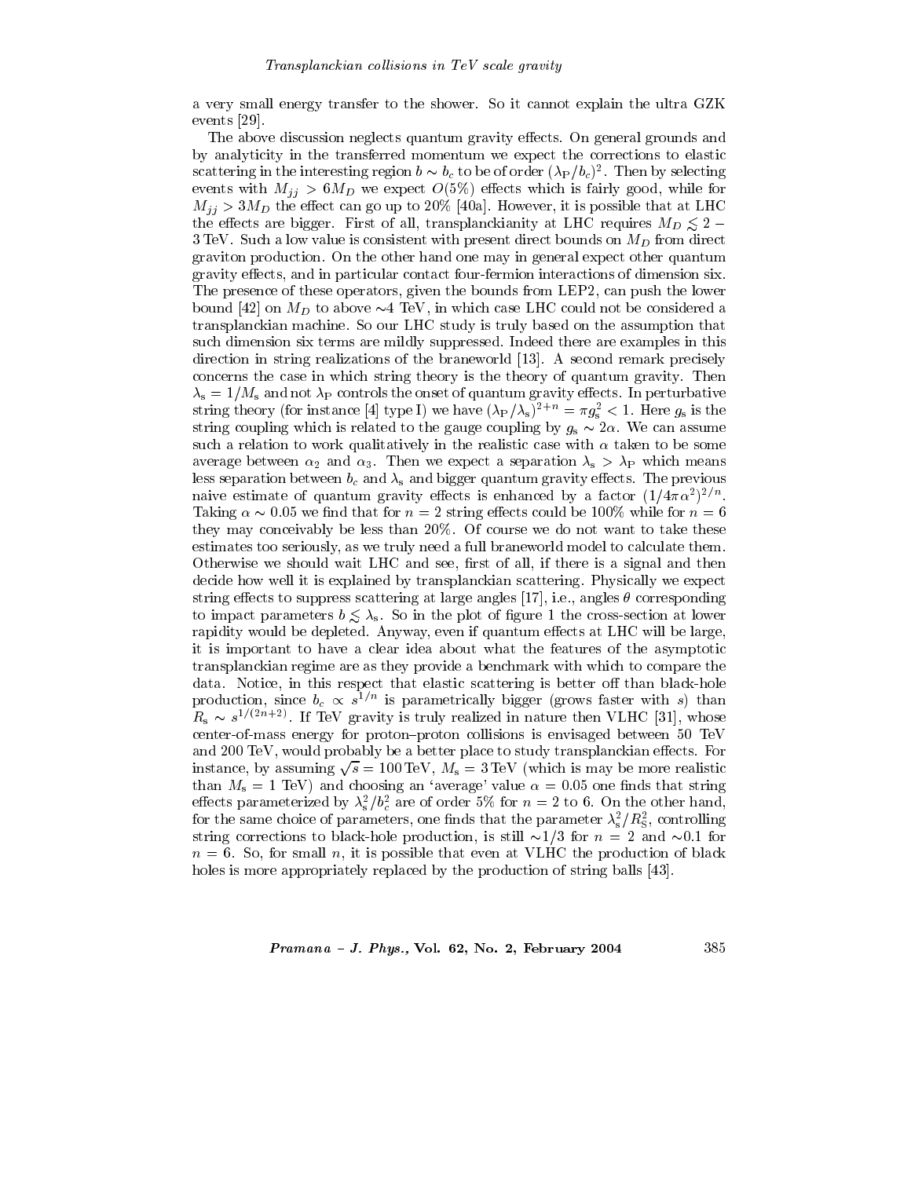a very small energy transfer to the shower. So it cannot explain the ultra GZK events [29].

The above discussion neglects quantum gravity effects. On general grounds and by analyticity in the transferred momentum we expect the corrections to elastic scattering in the interesting region $b \sim b_c$ to be of order $(\lambda_{\rm P}/b_c)^2$. Then by selecting events with $M_{jj} > 6M_D$ we expect $O(5\%)$ effects which is fairly good, while for $M_{jj} > 3M_D$ the effect can go up to 20% [40a]. However, it is possible that at LHC the effects are bigger. First of all, transplanckianity at LHC requires $M_D \lesssim 2-3$ TeV. Such a low value is consistent with present direct bounds on $M_D$ from direct graviton production. On the other hand one may in general expect other quantum gravity effects, and in particular contact four-fermion interactions of dimension six. The presence of these operators, given the bounds from LEP2, can push the lower bound [42] on $M_D$ to above $\sim$4 TeV, in which case LHC could not be considered a transplanckian machine. So our LHC study is truly based on the assumption that such dimension six terms are mildly suppressed. Indeed there are examples in this direction in string realizations of the braneworld [13]. A second remark precisely concerns the case in which string theory is the theory of quantum gravity. Then $\lambda_{\rm s} = 1/M_{\rm s}$ and not $\lambda_{\rm P}$ controls the onset of quantum gravity effects. In perturbative string theory (for instance [4] type I) we have $(\lambda_{\rm P}/\lambda_{\rm s})^{2+n} = \pi g_{\rm s}^2 < 1$. Here $g_{\rm s}$ is the string coupling which is related to the gauge coupling by $g_{\rm s} \sim 2\alpha$. We can assume such a relation to work qualitatively in the realistic case with $\alpha$ taken to be some average between $\alpha_2$ and $\alpha_3$. Then we expect a separation $\lambda_{\rm s} > \lambda_{\rm P}$ which means less separation between $b_c$ and $\lambda_{\rm s}$ and bigger quantum gravity effects. The previous naive estimate of quantum gravity effects is enhanced by a factor $(1/4\pi\alpha^2)^{2/n}$. Taking $\alpha \sim 0.05$ we find that for $n = 2$ string effects could be 100% while for $n = 6$ they may conceivably be less than 20%. Of course we do not want to take these estimates too seriously, as we truly need a full braneworld model to calculate them. Otherwise we should wait LHC and see, first of all, if there is a signal and then decide how well it is explained by transplanckian scattering. Physically we expect string effects to suppress scattering at large angles [17], i.e., angles $\theta$ corresponding to impact parameters $b \lesssim \lambda_{\rm s}$. So in the plot of figure 1 the cross-section at lower rapidity would be depleted. Anyway, even if quantum effects at LHC will be large, it is important to have a clear idea about what the features of the asymptotic transplanckian regime are as they provide a benchmark with which to compare the data. Notice, in this respect that elastic scattering is better off than black-hole production, since $b_c \propto s^{1/n}$ is parametrically bigger (grows faster with $s$) than $R_{\rm s} \sim s^{1/(2n+2)}$. If TeV gravity is truly realized in nature then VLHC [31], whose center-of-mass energy for proton–proton collisions is envisaged between 50 TeV and 200 TeV, would probably be a better place to study transplanckian effects. For instance, by assuming $\sqrt{s} = 100$ TeV, $M_{\rm s} = 3$ TeV (which is may be more realistic than $M_{\rm s} = 1$ TeV) and choosing an 'average' value $\alpha = 0.05$ one finds that string effects parameterized by $\lambda_{\rm s}^2/b_c^2$ are of order 5% for $n = 2$ to 6. On the other hand, for the same choice of parameters, one finds that the parameter $\lambda_{\rm s}^2/R_{\rm S}^2$, controlling string corrections to black-hole production, is still $\sim$1/3 for $n = 2$ and $\sim$0.1 for $n = 6$. So, for small $n$, it is possible that even at VLHC the production of black holes is more appropriately replaced by the production of string balls [43].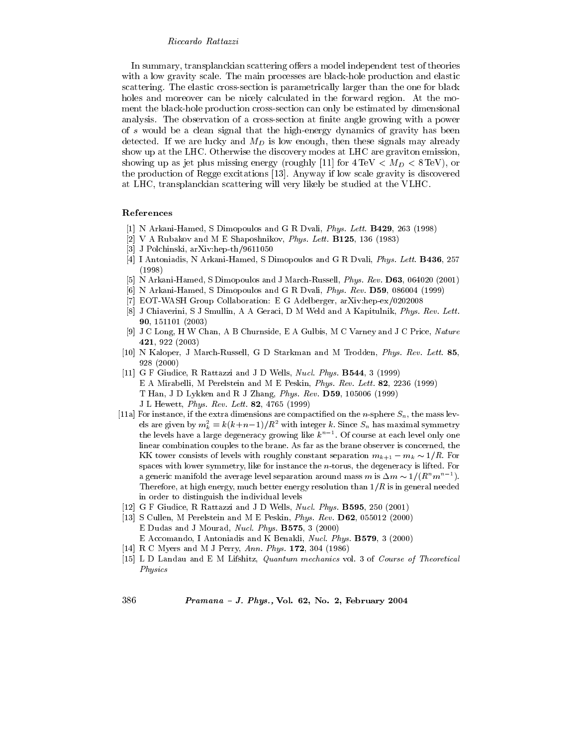In summary, transplanckian scattering offers a model independent test of theories with a low gravity scale. The main processes are black-hole production and elastic scattering. The elastic cross-section is parametrically larger than the one for black holes and moreover can be nicely calculated in the forward region. At the moment the black-hole production cross-section can only be estimated by dimensional analysis. The observation of a cross-section at finite angle growing with a power of $s$ would be a clean signal that the high-energy dynamics of gravity has been detected. If we are lucky and $M_D$ is low enough, then these signals may already show up at the LHC. Otherwise the discovery modes at LHC are graviton emission, showing up as jet plus missing energy (roughly [11] for $4\,\mathrm{TeV} < M_D < 8\,\mathrm{TeV}$), or the production of Regge excitations [13]. Anyway if low scale gravity is discovered at LHC, transplanckian scattering will very likely be studied at the VLHC.

## References

- [1] N Arkani-Hamed, S Dimopoulos and G R Dvali, *Phys. Lett.* **B429**, 263 (1998)
- [2] V A Rubakov and M E Shaposhnikov, *Phys. Lett.* **B125**, 136 (1983)
- [3] J Polchinski, arXiv:hep-th/9611050
- [4] I Antoniadis, N Arkani-Hamed, S Dimopoulos and G R Dvali, *Phys. Lett.* **B436**, 257 (1998)
- [5] N Arkani-Hamed, S Dimopoulos and J March-Russell, *Phys. Rev.* **D63**, 064020 (2001)
- [6] N Arkani-Hamed, S Dimopoulos and G R Dvali, *Phys. Rev.* **D59**, 086004 (1999)
- [7] EOT-WASH Group Collaboration: E G Adelberger, arXiv:hep-ex/0202008
- [8] J Chiaverini, S J Smullin, A A Geraci, D M Weld and A Kapitulnik, *Phys. Rev. Lett.* **90**, 151101 (2003)
- [9] J C Long, H W Chan, A B Churnside, E A Gulbis, M C Varney and J C Price, *Nature* **421**, 922 (2003)
- [10] N Kaloper, J March-Russell, G D Starkman and M Trodden, *Phys. Rev. Lett.* **85**, 928 (2000)
- [11] G F Giudice, R Rattazzi and J D Wells, *Nucl. Phys.* **B544**, 3 (1999)
  E A Mirabelli, M Perelstein and M E Peskin, *Phys. Rev. Lett.* **82**, 2236 (1999)
  T Han, J D Lykken and R J Zhang, *Phys. Rev.* **D59**, 105006 (1999)
  J L Hewett, *Phys. Rev. Lett.* **82**, 4765 (1999)
- [11a] For instance, if the extra dimensions are compactified on the $n$-sphere $S_n$, the mass levels are given by $m_k^2 = k(k+n-1)/R^2$ with integer $k$. Since $S_n$ has maximal symmetry the levels have a large degeneracy growing like $k^{n-1}$. Of course at each level only one linear combination couples to the brane. As far as the brane observer is concerned, the KK tower consists of levels with roughly constant separation $m_{k+1} - m_k \sim 1/R$. For spaces with lower symmetry, like for instance the $n$-torus, the degeneracy is lifted. For a generic manifold the average level separation around mass $m$ is $\Delta m \sim 1/(R^n m^{n-1})$. Therefore, at high energy, much better energy resolution than $1/R$ is in general needed in order to distinguish the individual levels
- [12] G F Giudice, R Rattazzi and J D Wells, *Nucl. Phys.* **B595**, 250 (2001)
- [13] S Cullen, M Perelstein and M E Peskin, *Phys. Rev.* **D62**, 055012 (2000)
  E Dudas and J Mourad, *Nucl. Phys.* **B575**, 3 (2000)
  E Accomando, I Antoniadis and K Benakli, *Nucl. Phys.* **B579**, 3 (2000)
- [14] R C Myers and M J Perry, *Ann. Phys.* **172**, 304 (1986)
- [15] L D Landau and E M Lifshitz, *Quantum mechanics* vol. 3 of *Course of Theoretical Physics*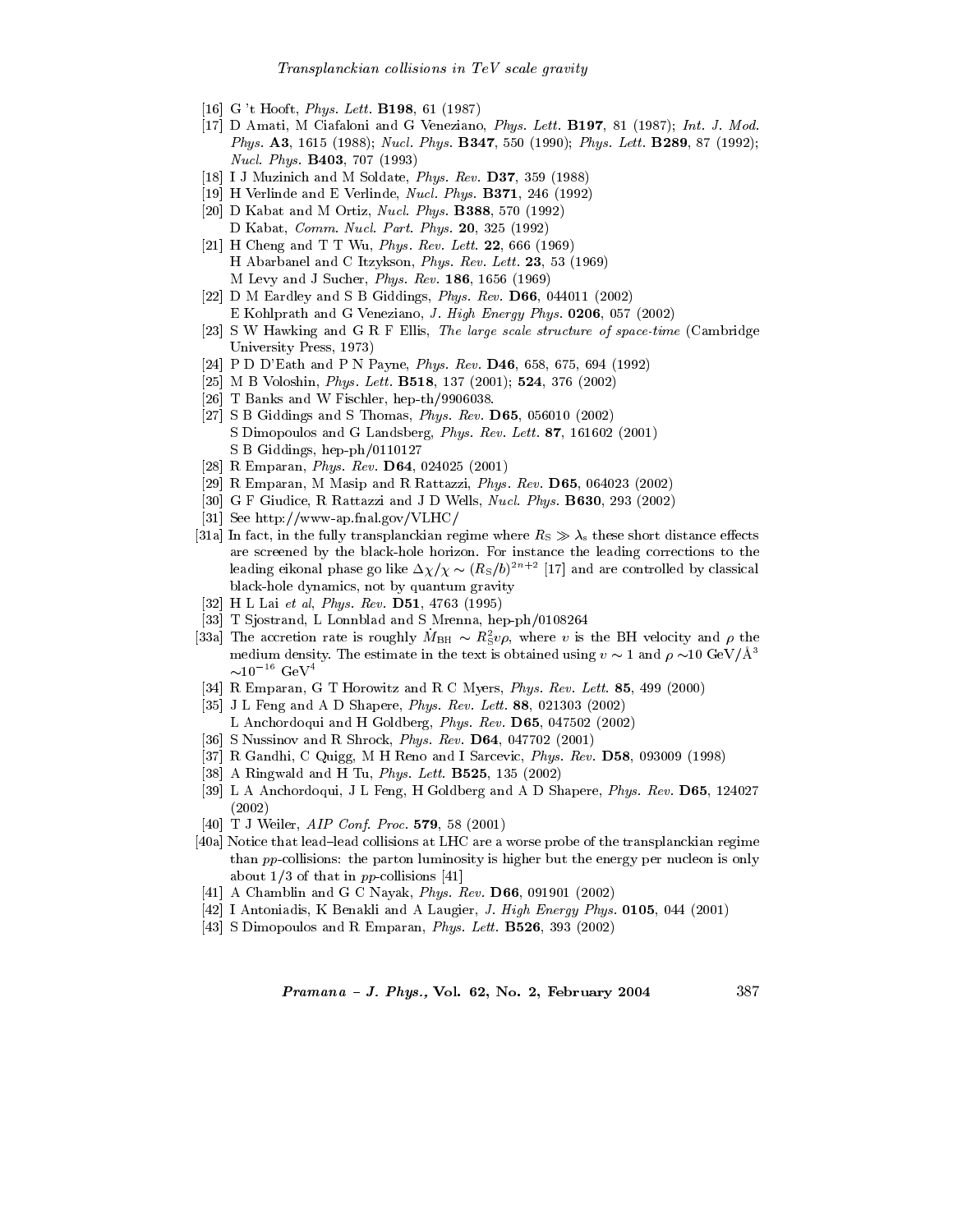[16] G 't Hooft, *Phys. Lett.* **B198**, 61 (1987)

[17] D Amati, M Ciafaloni and G Veneziano, *Phys. Lett.* **B197**, 81 (1987); *Int. J. Mod. Phys.* **A3**, 1615 (1988); *Nucl. Phys.* **B347**, 550 (1990); *Phys. Lett.* **B289**, 87 (1992); *Nucl. Phys.* **B403**, 707 (1993)

[18] I J Muzinich and M Soldate, *Phys. Rev.* **D37**, 359 (1988)

[19] H Verlinde and E Verlinde, *Nucl. Phys.* **B371**, 246 (1992)

[20] D Kabat and M Ortiz, *Nucl. Phys.* **B388**, 570 (1992)
D Kabat, *Comm. Nucl. Part. Phys.* **20**, 325 (1992)

[21] H Cheng and T T Wu, *Phys. Rev. Lett.* **22**, 666 (1969)
H Abarbanel and C Itzykson, *Phys. Rev. Lett.* **23**, 53 (1969)
M Levy and J Sucher, *Phys. Rev.* **186**, 1656 (1969)

[22] D M Eardley and S B Giddings, *Phys. Rev.* **D66**, 044011 (2002)
E Kohlprath and G Veneziano, *J. High Energy Phys.* **0206**, 057 (2002)

[23] S W Hawking and G R F Ellis, *The large scale structure of space-time* (Cambridge University Press, 1973)

[24] P D D'Eath and P N Payne, *Phys. Rev.* **D46**, 658, 675, 694 (1992)

[25] M B Voloshin, *Phys. Lett.* **B518**, 137 (2001); **524**, 376 (2002)

[26] T Banks and W Fischler, hep-th/9906038.

[27] S B Giddings and S Thomas, *Phys. Rev.* **D65**, 056010 (2002)
S Dimopoulos and G Landsberg, *Phys. Rev. Lett.* **87**, 161602 (2001)
S B Giddings, hep-ph/0110127

[28] R Emparan, *Phys. Rev.* **D64**, 024025 (2001)

[29] R Emparan, M Masip and R Rattazzi, *Phys. Rev.* **D65**, 064023 (2002)

[30] G F Giudice, R Rattazzi and J D Wells, *Nucl. Phys.* **B630**, 293 (2002)

[31] See http://www-ap.fnal.gov/VLHC/

[31a] In fact, in the fully transplanckian regime where $R_S \gg \lambda_s$ these short distance effects are screened by the black-hole horizon. For instance the leading corrections to the leading eikonal phase go like $\Delta\chi/\chi \sim (R_S/b)^{2n+2}$ [17] and are controlled by classical black-hole dynamics, not by quantum gravity

[32] H L Lai *et al*, *Phys. Rev.* **D51**, 4763 (1995)

[33] T Sjostrand, L Lonnblad and S Mrenna, hep-ph/0108264

[33a] The accretion rate is roughly $\dot{M}_{BH} \sim R_S^2 v \rho$, where $v$ is the BH velocity and $\rho$ the medium density. The estimate in the text is obtained using $v \sim 1$ and $\rho \sim 10$ GeV/Å$^3$ $\sim 10^{-16}$ GeV$^4$

[34] R Emparan, G T Horowitz and R C Myers, *Phys. Rev. Lett.* **85**, 499 (2000)

[35] J L Feng and A D Shapere, *Phys. Rev. Lett.* **88**, 021303 (2002)
L Anchordoqui and H Goldberg, *Phys. Rev.* **D65**, 047502 (2002)

[36] S Nussinov and R Shrock, *Phys. Rev.* **D64**, 047702 (2001)

[37] R Gandhi, C Quigg, M H Reno and I Sarcevic, *Phys. Rev.* **D58**, 093009 (1998)

[38] A Ringwald and H Tu, *Phys. Lett.* **B525**, 135 (2002)

[39] L A Anchordoqui, J L Feng, H Goldberg and A D Shapere, *Phys. Rev.* **D65**, 124027 (2002)

[40] T J Weiler, *AIP Conf. Proc.* **579**, 58 (2001)

[40a] Notice that lead–lead collisions at LHC are a worse probe of the transplanckian regime than $pp$-collisions: the parton luminosity is higher but the energy per nucleon is only about 1/3 of that in $pp$-collisions [41]

[41] A Chamblin and G C Nayak, *Phys. Rev.* **D66**, 091901 (2002)

[42] I Antoniadis, K Benakli and A Laugier, *J. High Energy Phys.* **0105**, 044 (2001)

[43] S Dimopoulos and R Emparan, *Phys. Lett.* **B526**, 393 (2002)